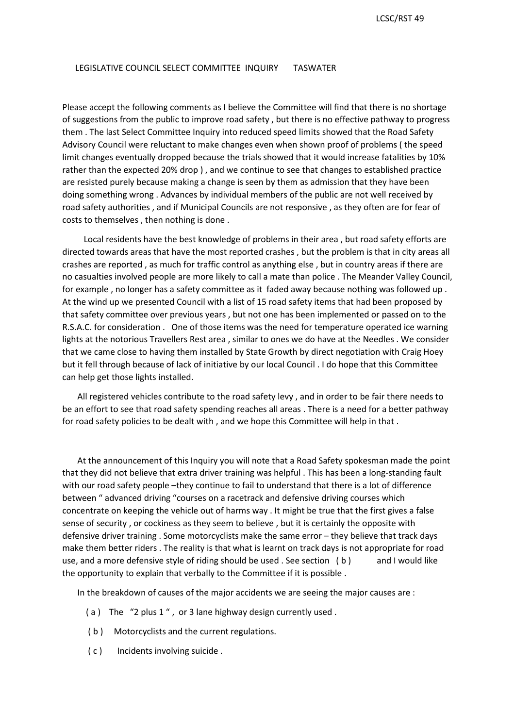LCSC/RST 49

LEGISLATIVE COUNCIL SELECT COMMITTEE INQUIRY TASWATER

Please accept the following comments as I believe the Committee will find that there is no shortage of suggestions from the public to improve road safety , but there is no effective pathway to progress them . The last Select Committee Inquiry into reduced speed limits showed that the Road Safety Advisory Council were reluctant to make changes even when shown proof of problems ( the speed limit changes eventually dropped because the trials showed that it would increase fatalities by 10% rather than the expected 20% drop ) , and we continue to see that changes to established practice are resisted purely because making a change is seen by them as admission that they have been doing something wrong . Advances by individual members of the public are not well received by road safety authorities , and if Municipal Councils are not responsive , as they often are for fear of costs to themselves , then nothing is done .

Local residents have the best knowledge of problems in their area , but road safety efforts are directed towards areas that have the most reported crashes , but the problem is that in city areas all crashes are reported , as much for traffic control as anything else , but in country areas if there are no casualties involved people are more likely to call a mate than police . The Meander Valley Council, for example , no longer has a safety committee as it faded away because nothing was followed up . At the wind up we presented Council with a list of 15 road safety items that had been proposed by that safety committee over previous years , but not one has been implemented or passed on to the R.S.A.C. for consideration . One of those items was the need for temperature operated ice warning lights at the notorious Travellers Rest area , similar to ones we do have at the Needles . We consider that we came close to having them installed by State Growth by direct negotiation with Craig Hoey but it fell through because of lack of initiative by our local Council . I do hope that this Committee can help get those lights installed.

All registered vehicles contribute to the road safety levy , and in order to be fair there needs to be an effort to see that road safety spending reaches all areas . There is a need for a better pathway for road safety policies to be dealt with , and we hope this Committee will help in that .

At the announcement of this Inquiry you will note that a Road Safety spokesman made the point that they did not believe that extra driver training was helpful . This has been a long-standing fault with our road safety people –they continue to fail to understand that there is a lot of difference between " advanced driving "courses on a racetrack and defensive driving courses which concentrate on keeping the vehicle out of harms way . It might be true that the first gives a false sense of security , or cockiness as they seem to believe , but it is certainly the opposite with defensive driver training . Some motorcyclists make the same error – they believe that track days make them better riders . The reality is that what is learnt on track days is not appropriate for road use, and a more defensive style of riding should be used . See section ( b ) and I would like the opportunity to explain that verbally to the Committee if it is possible .

In the breakdown of causes of the major accidents we are seeing the major causes are :

( a ) The "2 plus 1 " , or 3 lane highway design currently used .

( b ) Motorcyclists and the current regulations.

( c ) Incidents involving suicide .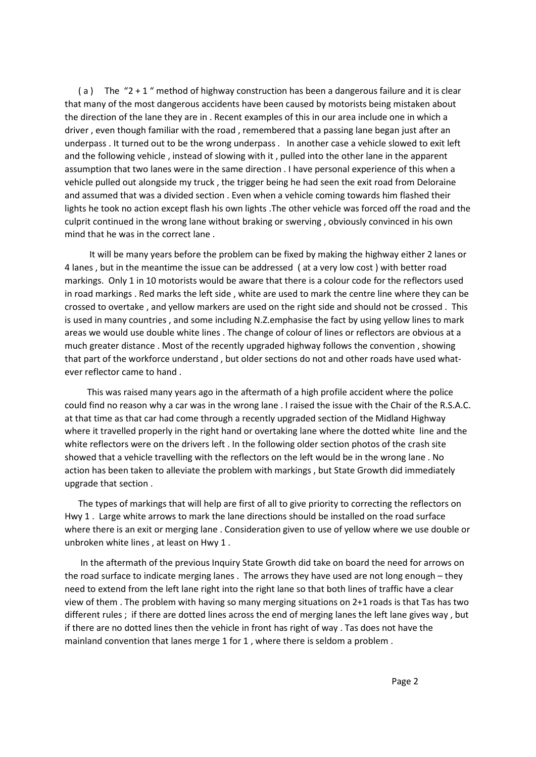( a ) The "2 + 1 " method of highway construction has been a dangerous failure and it is clear that many of the most dangerous accidents have been caused by motorists being mistaken about the direction of the lane they are in . Recent examples of this in our area include one in which a driver , even though familiar with the road , remembered that a passing lane began just after an underpass . It turned out to be the wrong underpass . In another case a vehicle slowed to exit left and the following vehicle , instead of slowing with it , pulled into the other lane in the apparent assumption that two lanes were in the same direction . I have personal experience of this when a vehicle pulled out alongside my truck , the trigger being he had seen the exit road from Deloraine and assumed that was a divided section . Even when a vehicle coming towards him flashed their lights he took no action except flash his own lights .The other vehicle was forced off the road and the culprit continued in the wrong lane without braking or swerving , obviously convinced in his own mind that he was in the correct lane .

It will be many years before the problem can be fixed by making the highway either 2 lanes or 4 lanes , but in the meantime the issue can be addressed ( at a very low cost ) with better road markings. Only 1 in 10 motorists would be aware that there is a colour code for the reflectors used in road markings . Red marks the left side , white are used to mark the centre line where they can be crossed to overtake , and yellow markers are used on the right side and should not be crossed . This is used in many countries , and some including N.Z.emphasise the fact by using yellow lines to mark areas we would use double white lines . The change of colour of lines or reflectors are obvious at a much greater distance . Most of the recently upgraded highway follows the convention , showing that part of the workforce understand , but older sections do not and other roads have used what-ever reflector came to hand .

This was raised many years ago in the aftermath of a high profile accident where the police could find no reason why a car was in the wrong lane . I raised the issue with the Chair of the R.S.A.C. at that time as that car had come through a recently upgraded section of the Midland Highway where it travelled properly in the right hand or overtaking lane where the dotted white line and the white reflectors were on the drivers left . In the following older section photos of the crash site showed that a vehicle travelling with the reflectors on the left would be in the wrong lane . No action has been taken to alleviate the problem with markings , but State Growth did immediately upgrade that section .

The types of markings that will help are first of all to give priority to correcting the reflectors on Hwy 1 . Large white arrows to mark the lane directions should be installed on the road surface where there is an exit or merging lane . Consideration given to use of yellow where we use double or unbroken white lines , at least on Hwy 1 .

In the aftermath of the previous Inquiry State Growth did take on board the need for arrows on the road surface to indicate merging lanes . The arrows they have used are not long enough – they need to extend from the left lane right into the right lane so that both lines of traffic have a clear view of them . The problem with having so many merging situations on 2+1 roads is that Tas has two different rules ; if there are dotted lines across the end of merging lanes the left lane gives way , but if there are no dotted lines then the vehicle in front has right of way . Tas does not have the mainland convention that lanes merge 1 for 1 , where there is seldom a problem .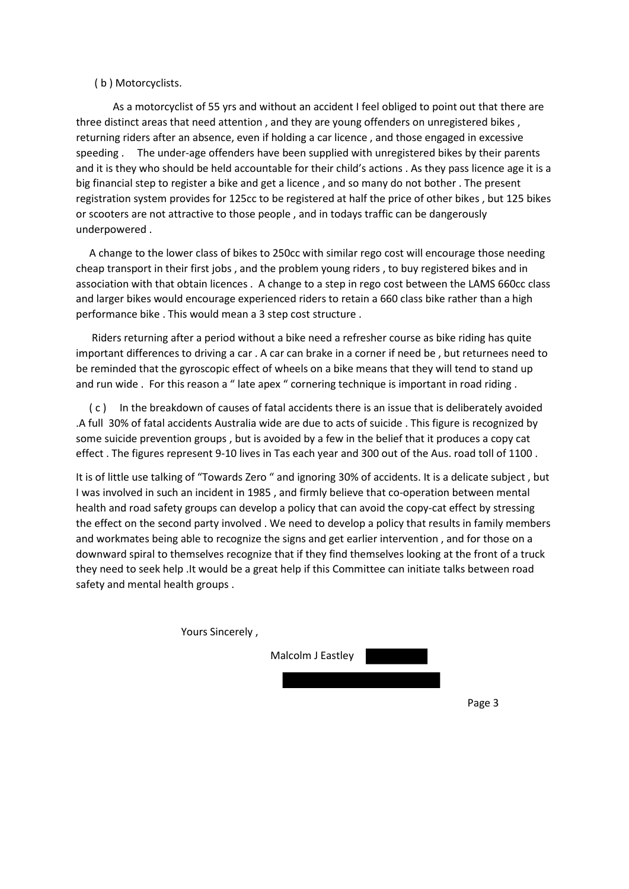( b ) Motorcyclists.

As a motorcyclist of 55 yrs and without an accident I feel obliged to point out that there are three distinct areas that need attention , and they are young offenders on unregistered bikes , returning riders after an absence, even if holding a car licence , and those engaged in excessive speeding . The under-age offenders have been supplied with unregistered bikes by their parents and it is they who should be held accountable for their child's actions . As they pass licence age it is a big financial step to register a bike and get a licence , and so many do not bother . The present registration system provides for 125cc to be registered at half the price of other bikes , but 125 bikes or scooters are not attractive to those people , and in todays traffic can be dangerously underpowered .

A change to the lower class of bikes to 250cc with similar rego cost will encourage those needing cheap transport in their first jobs , and the problem young riders , to buy registered bikes and in association with that obtain licences . A change to a step in rego cost between the LAMS 660cc class and larger bikes would encourage experienced riders to retain a 660 class bike rather than a high performance bike . This would mean a 3 step cost structure .

Riders returning after a period without a bike need a refresher course as bike riding has quite important differences to driving a car . A car can brake in a corner if need be , but returnees need to be reminded that the gyroscopic effect of wheels on a bike means that they will tend to stand up and run wide . For this reason a " late apex " cornering technique is important in road riding .

( c ) In the breakdown of causes of fatal accidents there is an issue that is deliberately avoided .A full 30% of fatal accidents Australia wide are due to acts of suicide . This figure is recognized by some suicide prevention groups , but is avoided by a few in the belief that it produces a copy cat effect . The figures represent 9-10 lives in Tas each year and 300 out of the Aus. road toll of 1100 .

It is of little use talking of "Towards Zero " and ignoring 30% of accidents. It is a delicate subject , but I was involved in such an incident in 1985 , and firmly believe that co-operation between mental health and road safety groups can develop a policy that can avoid the copy-cat effect by stressing the effect on the second party involved . We need to develop a policy that results in family members and workmates being able to recognize the signs and get earlier intervention , and for those on a downward spiral to themselves recognize that if they find themselves looking at the front of a truck they need to seek help .It would be a great help if this Committee can initiate talks between road safety and mental health groups .

Yours Sincerely ,

Malcolm J Eastley